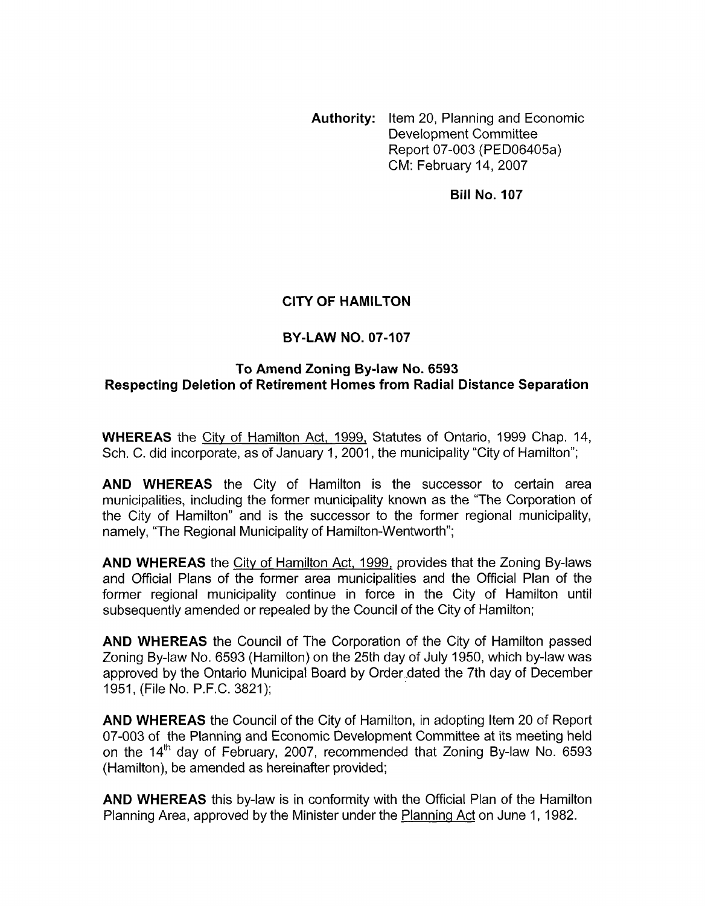**Authority:** Item 20, Planning and Economic Development Committee Report 07-003 (PED06405a) CM: February 14, 2007

**Bill No. 107**

# CITY OF HAMILTON

## BY-LAW NO. 07-107

### To Amend Zoning By-law No. 6593 Respecting Deletion of Retirement Homes from Radial Distance Separation

**WHEREAS** the City of Hamilton Act, 1999, Statutes of Ontario, 1999 Chap. 14, Sch. C. did incorporate, as of January 1, 2001, the municipality "City of Hamilton";

**AND WHEREAS** the City of Hamilton is the successor to certain area municipalities, including the former municipality known as the "The Corporation of the City of Hamilton" and is the successor to the former regional municipality, namely, "The Regional Municipality of Hamilton-Wentworth";

**AND WHEREAS** the City of Hamilton Act, 1999, provides that the Zoning By-laws and Official Plans of the former area municipalities and the Official Plan of the former regional municipality continue in force in the City of Hamilton until subsequently amended or repealed by the Council of the City of Hamilton;

**AND WHEREAS** the Council of The Corporation of the City of Hamilton passed Zoning By-law No. 6593 (Hamilton) on the 25th day of July 1950, which by-law was approved by the Ontario Municipal Board by Order dated the 7th day of December 1951, (File No. P.F.C. 3821);

**AND WHEREAS** the Council of the City of Hamilton, in adopting Item 20 of Report 07-003 of the Planning and Economic Development Committee at its meeting held on the 14th day of February, 2007, recommended that Zoning By-law No. 6593 (Hamilton), be amended as hereinafter provided;

**AND WHEREAS** this by-law is in conformity with the Official Plan of the Hamilton Planning Area, approved by the Minister under the Planning Act on June 1, 1982.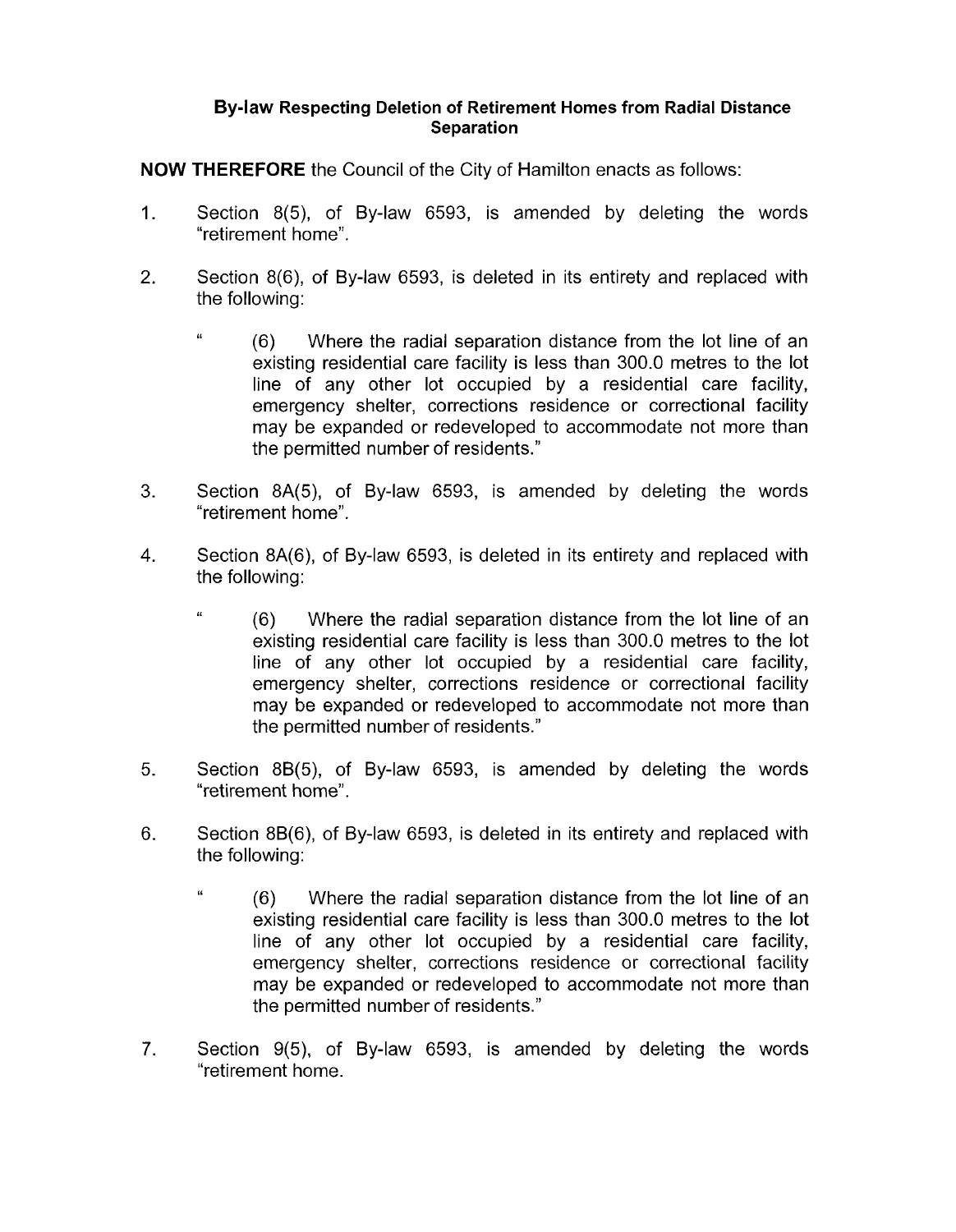**By-law Respecting Deletion of Retirement Homes from Radial Distance Separation**

**NOW THEREFORE** the Council of the City of Hamilton enacts as follows:

1. Section 8(5), of By-law 6593, is amended by deleting the words "retirement home".

2. Section 8(6), of By-law 6593, is deleted in its entirety and replaced with the following:

   " (6) Where the radial separation distance from the lot line of an existing residential care facility is less than 300.0 metres to the lot line of any other lot occupied by a residential care facility, emergency shelter, corrections residence or correctional facility may be expanded or redeveloped to accommodate not more than the permitted number of residents."

3. Section 8A(5), of By-law 6593, is amended by deleting the words "retirement home".

4. Section 8A(6), of By-law 6593, is deleted in its entirety and replaced with the following:

   " (6) Where the radial separation distance from the lot line of an existing residential care facility is less than 300.0 metres to the lot line of any other lot occupied by a residential care facility, emergency shelter, corrections residence or correctional facility may be expanded or redeveloped to accommodate not more than the permitted number of residents."

5. Section 8B(5), of By-law 6593, is amended by deleting the words "retirement home".

6. Section 8B(6), of By-law 6593, is deleted in its entirety and replaced with the following:

   " (6) Where the radial separation distance from the lot line of an existing residential care facility is less than 300.0 metres to the lot line of any other lot occupied by a residential care facility, emergency shelter, corrections residence or correctional facility may be expanded or redeveloped to accommodate not more than the permitted number of residents."

7. Section 9(5), of By-law 6593, is amended by deleting the words "retirement home.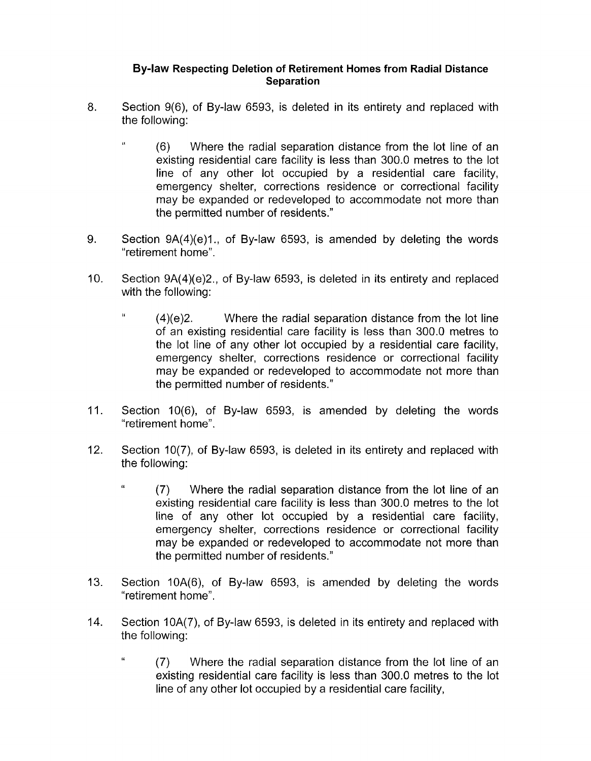**By-law Respecting Deletion of Retirement Homes from Radial Distance Separation**

8. Section 9(6), of By-law 6593, is deleted in its entirety and replaced with the following:

   " (6) Where the radial separation distance from the lot line of an existing residential care facility is less than 300.0 metres to the lot line of any other lot occupied by a residential care facility, emergency shelter, corrections residence or correctional facility may be expanded or redeveloped to accommodate not more than the permitted number of residents."

9. Section 9A(4)(e)1., of By-law 6593, is amended by deleting the words "retirement home".

10. Section 9A(4)(e)2., of By-law 6593, is deleted in its entirety and replaced with the following:

    " (4)(e)2. Where the radial separation distance from the lot line of an existing residential care facility is less than 300.0 metres to the lot line of any other lot occupied by a residential care facility, emergency shelter, corrections residence or correctional facility may be expanded or redeveloped to accommodate not more than the permitted number of residents."

11. Section 10(6), of By-law 6593, is amended by deleting the words "retirement home".

12. Section 10(7), of By-law 6593, is deleted in its entirety and replaced with the following:

    " (7) Where the radial separation distance from the lot line of an existing residential care facility is less than 300.0 metres to the lot line of any other lot occupied by a residential care facility, emergency shelter, corrections residence or correctional facility may be expanded or redeveloped to accommodate not more than the permitted number of residents."

13. Section 10A(6), of By-law 6593, is amended by deleting the words "retirement home".

14. Section 10A(7), of By-law 6593, is deleted in its entirety and replaced with the following:

    " (7) Where the radial separation distance from the lot line of an existing residential care facility is less than 300.0 metres to the lot line of any other lot occupied by a residential care facility,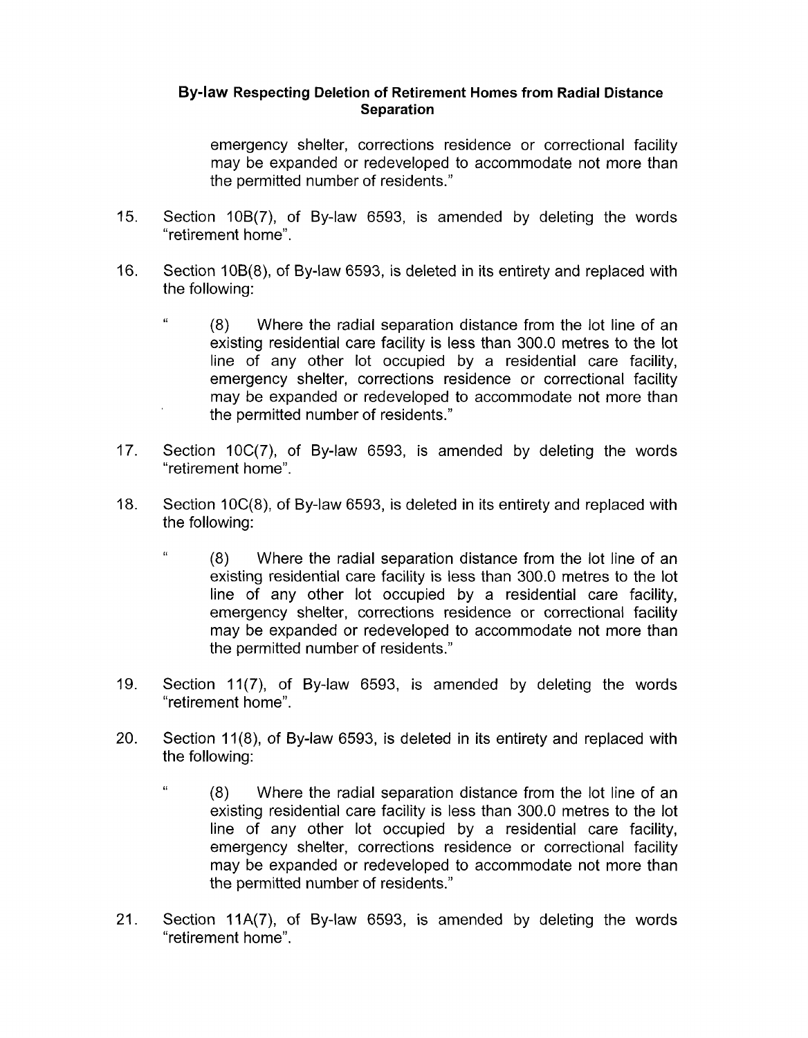emergency shelter, corrections residence or correctional facility may be expanded or redeveloped to accommodate not more than the permitted number of residents."

15. Section 10B(7), of By-law 6593, is amended by deleting the words "retirement home".

16. Section 10B(8), of By-law 6593, is deleted in its entirety and replaced with the following:

    " (8) Where the radial separation distance from the lot line of an existing residential care facility is less than 300.0 metres to the lot line of any other lot occupied by a residential care facility, emergency shelter, corrections residence or correctional facility may be expanded or redeveloped to accommodate not more than the permitted number of residents."

17. Section 10C(7), of By-law 6593, is amended by deleting the words "retirement home".

18. Section 10C(8), of By-law 6593, is deleted in its entirety and replaced with the following:

    " (8) Where the radial separation distance from the lot line of an existing residential care facility is less than 300.0 metres to the lot line of any other lot occupied by a residential care facility, emergency shelter, corrections residence or correctional facility may be expanded or redeveloped to accommodate not more than the permitted number of residents."

19. Section 11(7), of By-law 6593, is amended by deleting the words "retirement home".

20. Section 11(8), of By-law 6593, is deleted in its entirety and replaced with the following:

    " (8) Where the radial separation distance from the lot line of an existing residential care facility is less than 300.0 metres to the lot line of any other lot occupied by a residential care facility, emergency shelter, corrections residence or correctional facility may be expanded or redeveloped to accommodate not more than the permitted number of residents."

21. Section 11A(7), of By-law 6593, is amended by deleting the words "retirement home".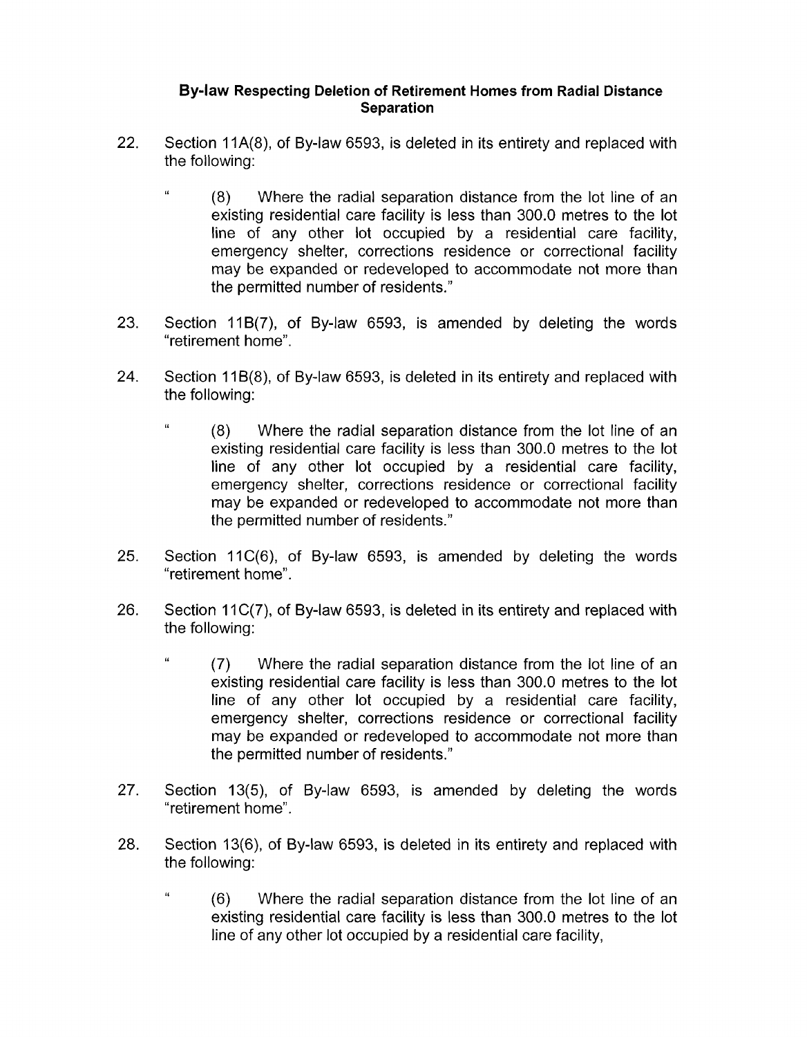**By-law Respecting Deletion of Retirement Homes from Radial Distance Separation**

22. Section 11A(8), of By-law 6593, is deleted in its entirety and replaced with the following:

    " (8) Where the radial separation distance from the lot line of an existing residential care facility is less than 300.0 metres to the lot line of any other lot occupied by a residential care facility, emergency shelter, corrections residence or correctional facility may be expanded or redeveloped to accommodate not more than the permitted number of residents."

23. Section 11B(7), of By-law 6593, is amended by deleting the words "retirement home".

24. Section 11B(8), of By-law 6593, is deleted in its entirety and replaced with the following:

    " (8) Where the radial separation distance from the lot line of an existing residential care facility is less than 300.0 metres to the lot line of any other lot occupied by a residential care facility, emergency shelter, corrections residence or correctional facility may be expanded or redeveloped to accommodate not more than the permitted number of residents."

25. Section 11C(6), of By-law 6593, is amended by deleting the words "retirement home".

26. Section 11C(7), of By-law 6593, is deleted in its entirety and replaced with the following:

    " (7) Where the radial separation distance from the lot line of an existing residential care facility is less than 300.0 metres to the lot line of any other lot occupied by a residential care facility, emergency shelter, corrections residence or correctional facility may be expanded or redeveloped to accommodate not more than the permitted number of residents."

27. Section 13(5), of By-law 6593, is amended by deleting the words "retirement home".

28. Section 13(6), of By-law 6593, is deleted in its entirety and replaced with the following:

    " (6) Where the radial separation distance from the lot line of an existing residential care facility is less than 300.0 metres to the lot line of any other lot occupied by a residential care facility,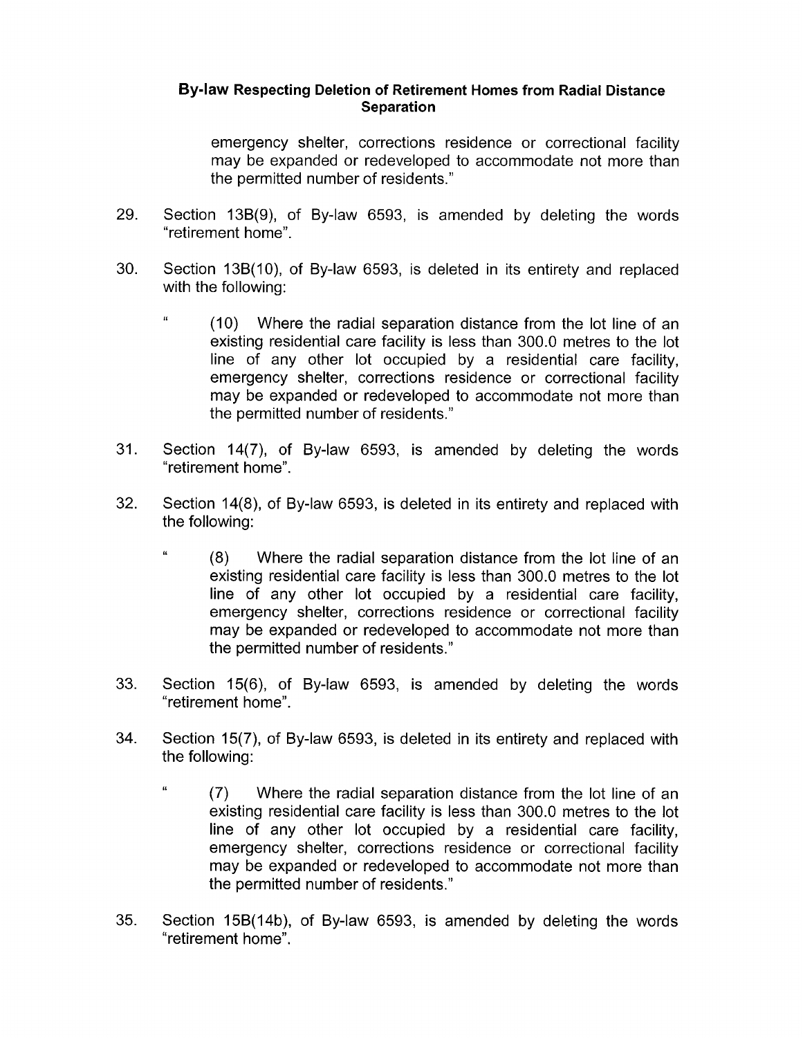emergency shelter, corrections residence or correctional facility may be expanded or redeveloped to accommodate not more than the permitted number of residents."

29. Section 13B(9), of By-law 6593, is amended by deleting the words "retirement home".

30. Section 13B(10), of By-law 6593, is deleted in its entirety and replaced with the following:

    " (10) Where the radial separation distance from the lot line of an existing residential care facility is less than 300.0 metres to the lot line of any other lot occupied by a residential care facility, emergency shelter, corrections residence or correctional facility may be expanded or redeveloped to accommodate not more than the permitted number of residents."

31. Section 14(7), of By-law 6593, is amended by deleting the words "retirement home".

32. Section 14(8), of By-law 6593, is deleted in its entirety and replaced with the following:

    " (8) Where the radial separation distance from the lot line of an existing residential care facility is less than 300.0 metres to the lot line of any other lot occupied by a residential care facility, emergency shelter, corrections residence or correctional facility may be expanded or redeveloped to accommodate not more than the permitted number of residents."

33. Section 15(6), of By-law 6593, is amended by deleting the words "retirement home".

34. Section 15(7), of By-law 6593, is deleted in its entirety and replaced with the following:

    " (7) Where the radial separation distance from the lot line of an existing residential care facility is less than 300.0 metres to the lot line of any other lot occupied by a residential care facility, emergency shelter, corrections residence or correctional facility may be expanded or redeveloped to accommodate not more than the permitted number of residents."

35. Section 15B(14b), of By-law 6593, is amended by deleting the words "retirement home".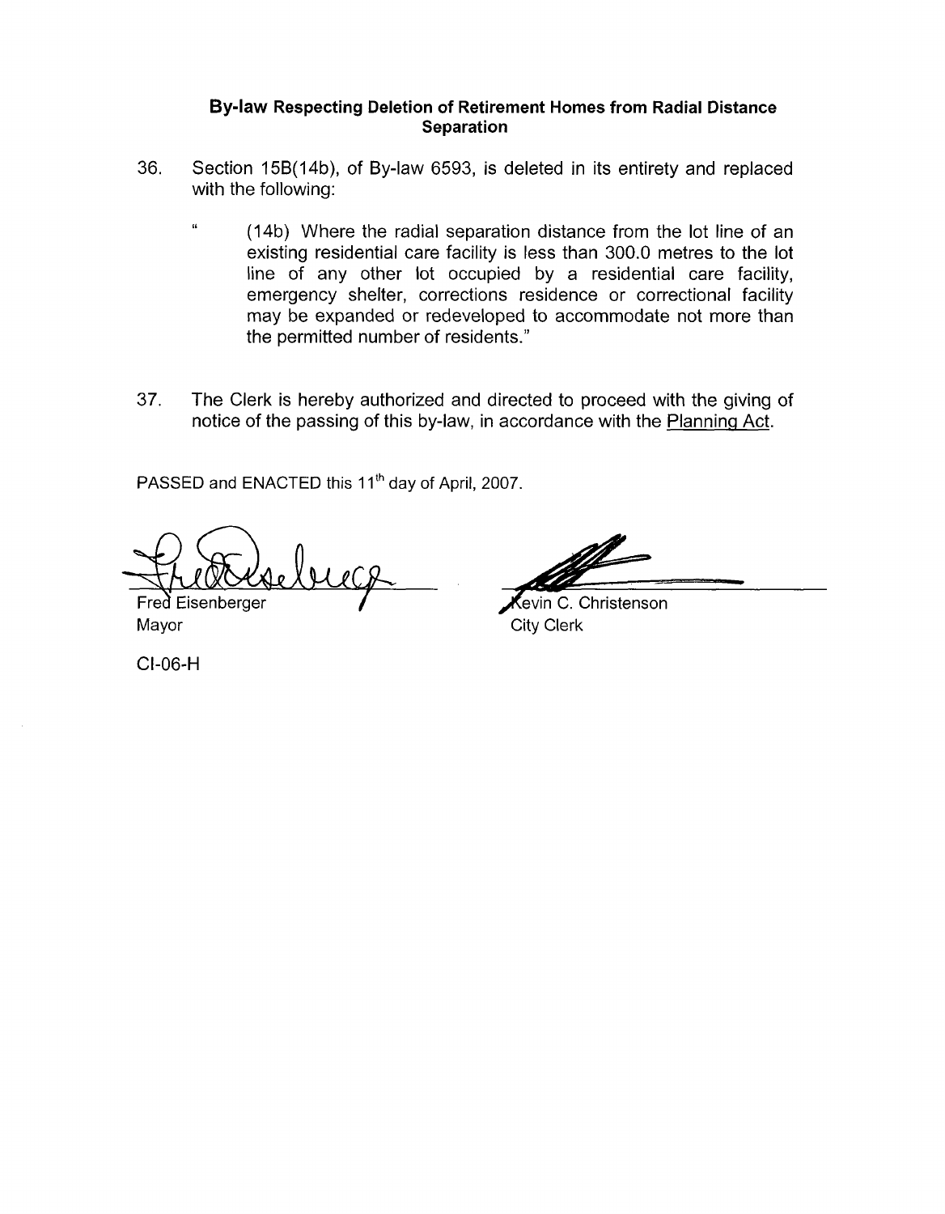### By-law Respecting Deletion of Retirement Homes from Radial Distance Separation

36. Section 15B(14b), of By-law 6593, is deleted in its entirety and replaced with the following:

    " (14b) Where the radial separation distance from the lot line of an existing residential care facility is less than 300.0 metres to the lot line of any other lot occupied by a residential care facility, emergency shelter, corrections residence or correctional facility may be expanded or redeveloped to accommodate not more than the permitted number of residents."

37. The Clerk is hereby authorized and directed to proceed with the giving of notice of the passing of this by-law, in accordance with the Planning Act.

PASSED and ENACTED this 11th day of April, 2007.

Fred Eisenberger
Mayor

Kevin C. Christenson
City Clerk

CI-06-H